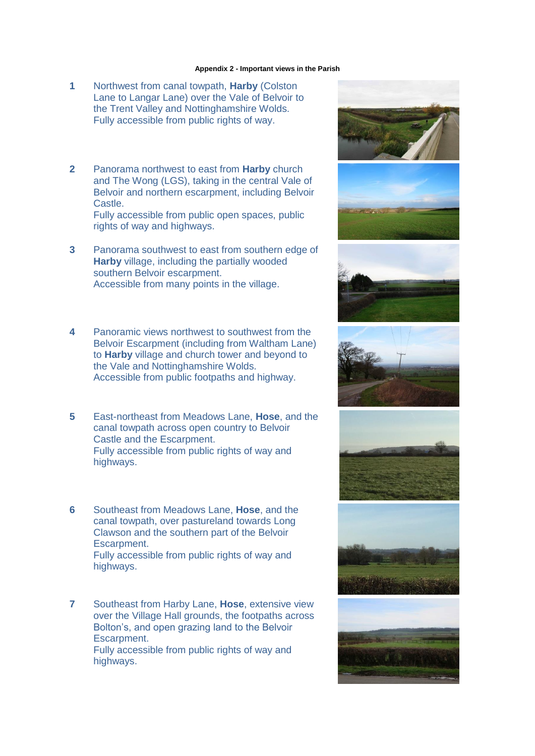**Appendix 2 - Important views in the Parish**

1. Northwest from canal towpath, **Harby** (Colston Lane to Langar Lane) over the Vale of Belvoir to the Trent Valley and Nottinghamshire Wolds.
   Fully accessible from public rights of way.

2. Panorama northwest to east from **Harby** church and The Wong (LGS), taking in the central Vale of Belvoir and northern escarpment, including Belvoir Castle.
   Fully accessible from public open spaces, public rights of way and highways.

3. Panorama southwest to east from southern edge of **Harby** village, including the partially wooded southern Belvoir escarpment.
   Accessible from many points in the village.

4. Panoramic views northwest to southwest from the Belvoir Escarpment (including from Waltham Lane) to **Harby** village and church tower and beyond to the Vale and Nottinghamshire Wolds.
   Accessible from public footpaths and highway.

5. East-northeast from Meadows Lane, **Hose**, and the canal towpath across open country to Belvoir Castle and the Escarpment.
   Fully accessible from public rights of way and highways.

6. Southeast from Meadows Lane, **Hose**, and the canal towpath, over pastureland towards Long Clawson and the southern part of the Belvoir Escarpment.
   Fully accessible from public rights of way and highways.

7. Southeast from Harby Lane, **Hose**, extensive view over the Village Hall grounds, the footpaths across Bolton's, and open grazing land to the Belvoir Escarpment.
   Fully accessible from public rights of way and highways.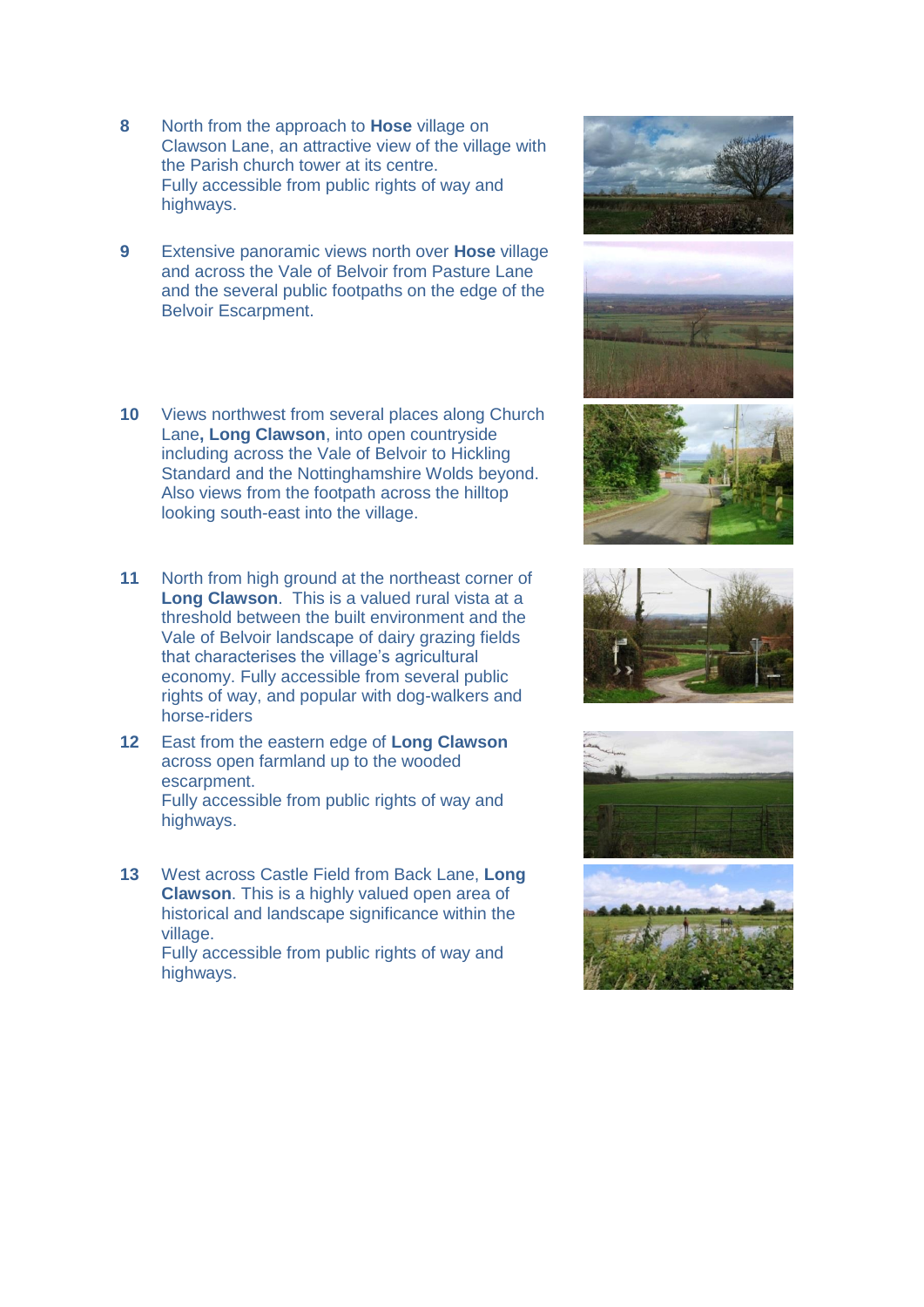**8** North from the approach to **Hose** village on Clawson Lane, an attractive view of the village with the Parish church tower at its centre.
Fully accessible from public rights of way and highways.

**9** Extensive panoramic views north over **Hose** village and across the Vale of Belvoir from Pasture Lane and the several public footpaths on the edge of the Belvoir Escarpment.

**10** Views northwest from several places along Church Lane**, Long Clawson**, into open countryside including across the Vale of Belvoir to Hickling Standard and the Nottinghamshire Wolds beyond. Also views from the footpath across the hilltop looking south-east into the village.

**11** North from high ground at the northeast corner of **Long Clawson**. This is a valued rural vista at a threshold between the built environment and the Vale of Belvoir landscape of dairy grazing fields that characterises the village's agricultural economy. Fully accessible from several public rights of way, and popular with dog-walkers and horse-riders

**12** East from the eastern edge of **Long Clawson** across open farmland up to the wooded escarpment.
Fully accessible from public rights of way and highways.

**13** West across Castle Field from Back Lane, **Long Clawson**. This is a highly valued open area of historical and landscape significance within the village.
Fully accessible from public rights of way and highways.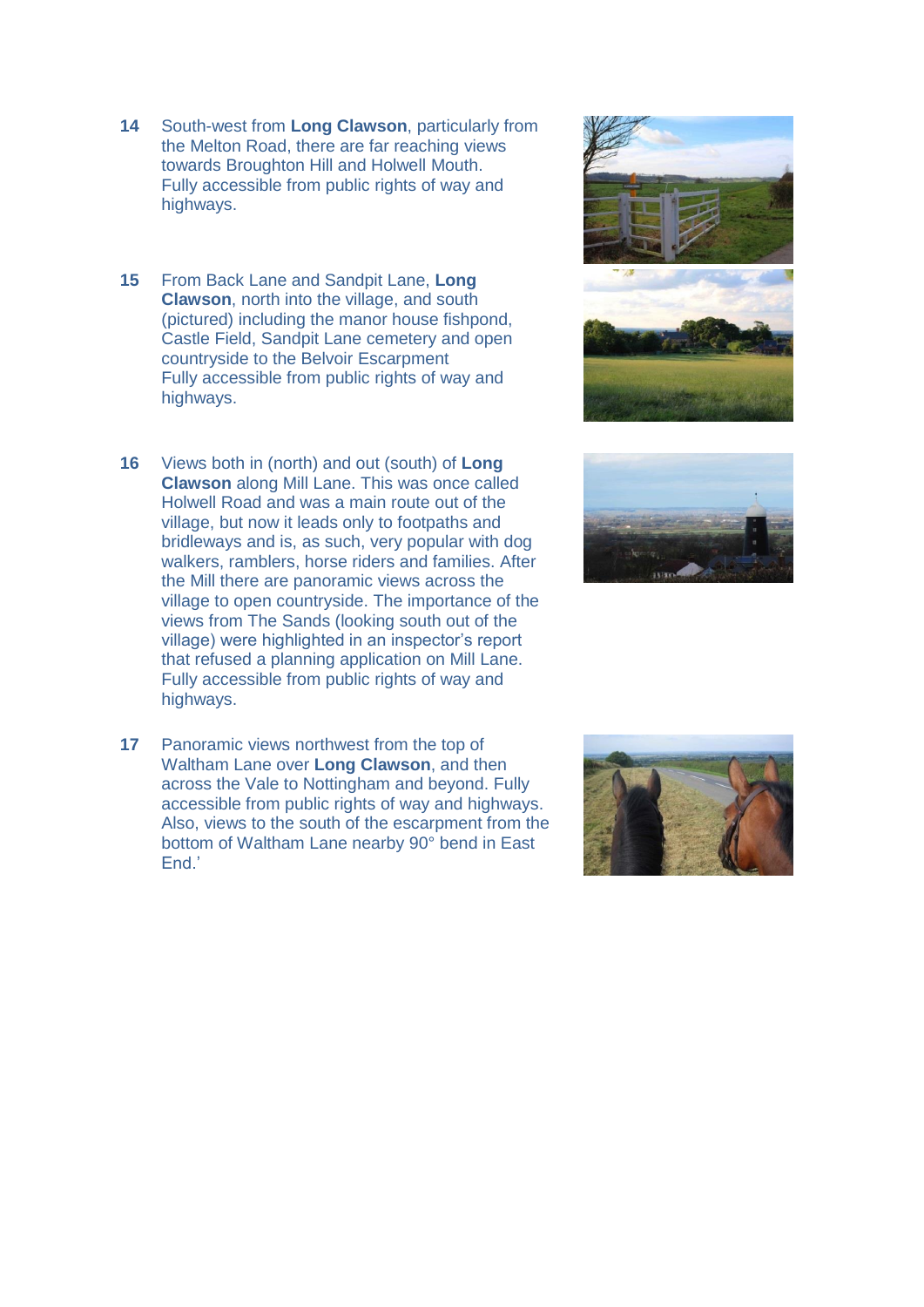**14** South-west from **Long Clawson**, particularly from the Melton Road, there are far reaching views towards Broughton Hill and Holwell Mouth. Fully accessible from public rights of way and highways.

**15** From Back Lane and Sandpit Lane, **Long Clawson**, north into the village, and south (pictured) including the manor house fishpond, Castle Field, Sandpit Lane cemetery and open countryside to the Belvoir Escarpment Fully accessible from public rights of way and highways.

**16** Views both in (north) and out (south) of **Long Clawson** along Mill Lane. This was once called Holwell Road and was a main route out of the village, but now it leads only to footpaths and bridleways and is, as such, very popular with dog walkers, ramblers, horse riders and families. After the Mill there are panoramic views across the village to open countryside. The importance of the views from The Sands (looking south out of the village) were highlighted in an inspector's report that refused a planning application on Mill Lane. Fully accessible from public rights of way and highways.

**17** Panoramic views northwest from the top of Waltham Lane over **Long Clawson**, and then across the Vale to Nottingham and beyond. Fully accessible from public rights of way and highways. Also, views to the south of the escarpment from the bottom of Waltham Lane nearby 90° bend in East End.'